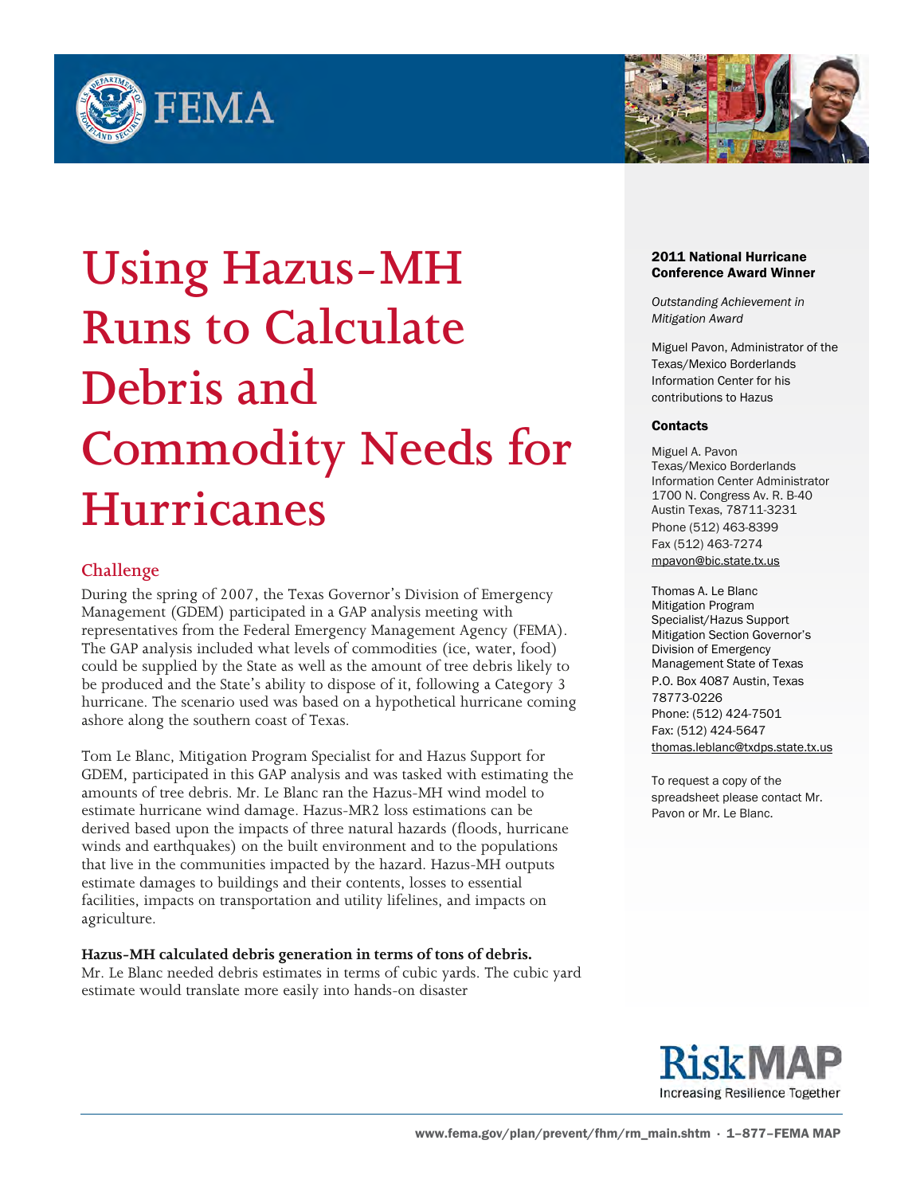# Using Hazus-MH Runs to Calculate Debris and Commodity Needs for Hurricanes

## Challenge

During the spring of 2007, the Texas Governor's Division of Emergency Management (GDEM) participated in a GAP analysis meeting with representatives from the Federal Emergency Management Agency (FEMA). The GAP analysis included what levels of commodities (ice, water, food) could be supplied by the State as well as the amount of tree debris likely to be produced and the State's ability to dispose of it, following a Category 3 hurricane. The scenario used was based on a hypothetical hurricane coming ashore along the southern coast of Texas.

Tom Le Blanc, Mitigation Program Specialist for and Hazus Support for GDEM, participated in this GAP analysis and was tasked with estimating the amounts of tree debris. Mr. Le Blanc ran the Hazus-MH wind model to estimate hurricane wind damage. Hazus-MR2 loss estimations can be derived based upon the impacts of three natural hazards (floods, hurricane winds and earthquakes) on the built environment and to the populations that live in the communities impacted by the hazard. Hazus-MH outputs estimate damages to buildings and their contents, losses to essential facilities, impacts on transportation and utility lifelines, and impacts on agriculture.

**Hazus-MH calculated debris generation in terms of tons of debris.**
Mr. Le Blanc needed debris estimates in terms of cubic yards. The cubic yard estimate would translate more easily into hands-on disaster

**2011 National Hurricane Conference Award Winner**

*Outstanding Achievement in Mitigation Award*

Miguel Pavon, Administrator of the Texas/Mexico Borderlands Information Center for his contributions to Hazus

**Contacts**

Miguel A. Pavon
Texas/Mexico Borderlands Information Center Administrator
1700 N. Congress Av. R. B-40
Austin Texas, 78711-3231
Phone (512) 463-8399
Fax (512) 463-7274
mpavon@bic.state.tx.us

Thomas A. Le Blanc
Mitigation Program Specialist/Hazus Support
Mitigation Section Governor's Division of Emergency Management State of Texas
P.O. Box 4087 Austin, Texas 78773-0226
Phone: (512) 424-7501
Fax: (512) 424-5647
thomas.leblanc@txdps.state.tx.us

To request a copy of the spreadsheet please contact Mr. Pavon or Mr. Le Blanc.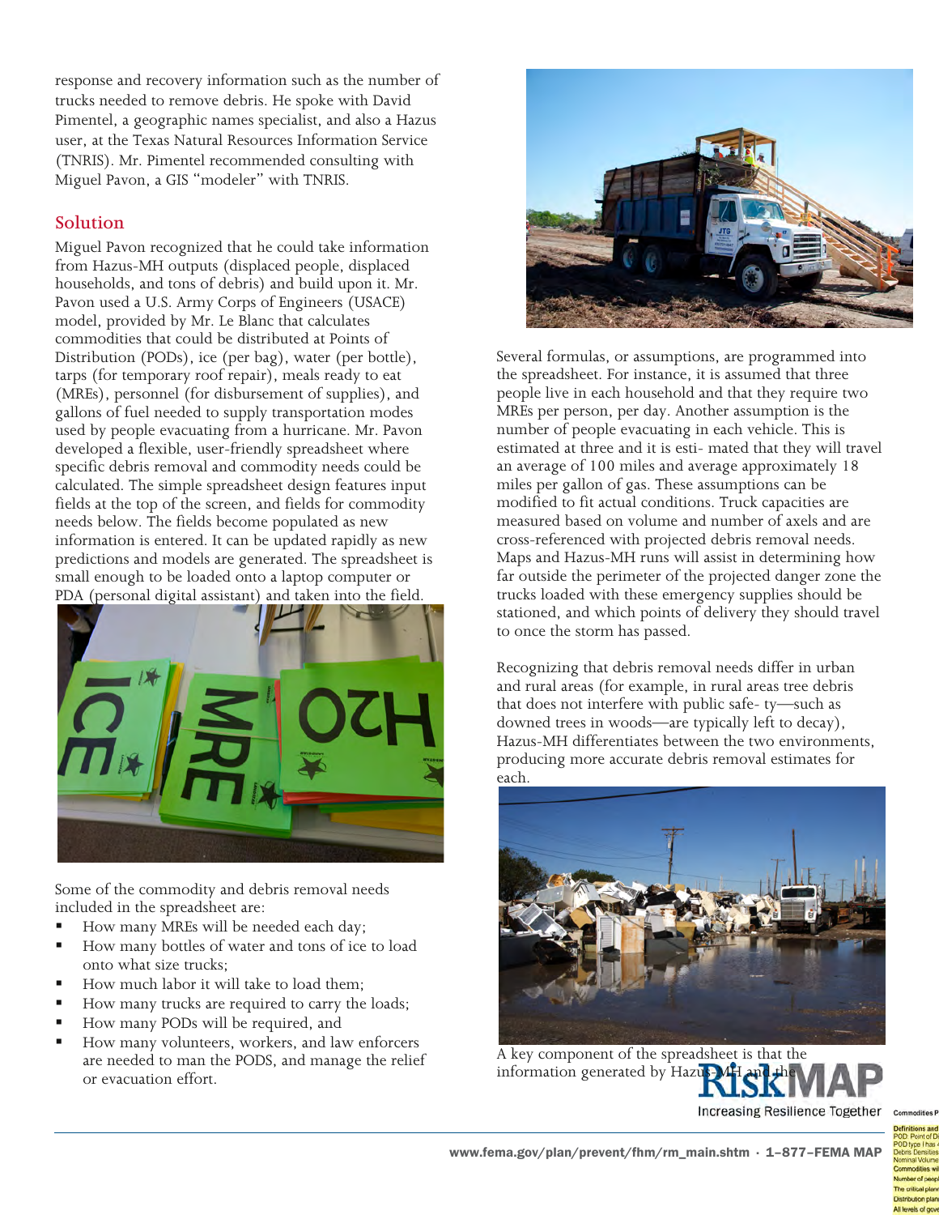response and recovery information such as the number of trucks needed to remove debris. He spoke with David Pimentel, a geographic names specialist, and also a Hazus user, at the Texas Natural Resources Information Service (TNRIS). Mr. Pimentel recommended consulting with Miguel Pavon, a GIS "modeler" with TNRIS.

## Solution

Miguel Pavon recognized that he could take information from Hazus-MH outputs (displaced people, displaced households, and tons of debris) and build upon it. Mr. Pavon used a U.S. Army Corps of Engineers (USACE) model, provided by Mr. Le Blanc that calculates commodities that could be distributed at Points of Distribution (PODs), ice (per bag), water (per bottle), tarps (for temporary roof repair), meals ready to eat (MREs), personnel (for disbursement of supplies), and gallons of fuel needed to supply transportation modes used by people evacuating from a hurricane. Mr. Pavon developed a flexible, user-friendly spreadsheet where specific debris removal and commodity needs could be calculated. The simple spreadsheet design features input fields at the top of the screen, and fields for commodity needs below. The fields become populated as new information is entered. It can be updated rapidly as new predictions and models are generated. The spreadsheet is small enough to be loaded onto a laptop computer or PDA (personal digital assistant) and taken into the field.

Some of the commodity and debris removal needs included in the spreadsheet are:

- How many MREs will be needed each day;
- How many bottles of water and tons of ice to load onto what size trucks;
- How much labor it will take to load them;
- How many trucks are required to carry the loads;
- How many PODs will be required, and
- How many volunteers, workers, and law enforcers are needed to man the PODS, and manage the relief or evacuation effort.

Several formulas, or assumptions, are programmed into the spreadsheet. For instance, it is assumed that three people live in each household and that they require two MREs per person, per day. Another assumption is the number of people evacuating in each vehicle. This is estimated at three and it is esti- mated that they will travel an average of 100 miles and average approximately 18 miles per gallon of gas. These assumptions can be modified to fit actual conditions. Truck capacities are measured based on volume and number of axels and are cross-referenced with projected debris removal needs. Maps and Hazus-MH runs will assist in determining how far outside the perimeter of the projected danger zone the trucks loaded with these emergency supplies should be stationed, and which points of delivery they should travel to once the storm has passed.

Recognizing that debris removal needs differ in urban and rural areas (for example, in rural areas tree debris that does not interfere with public safe- ty—such as downed trees in woods—are typically left to decay), Hazus-MH differentiates between the two environments, producing more accurate debris removal estimates for each.

A key component of the spreadsheet is that the information generated by Hazus-MH and the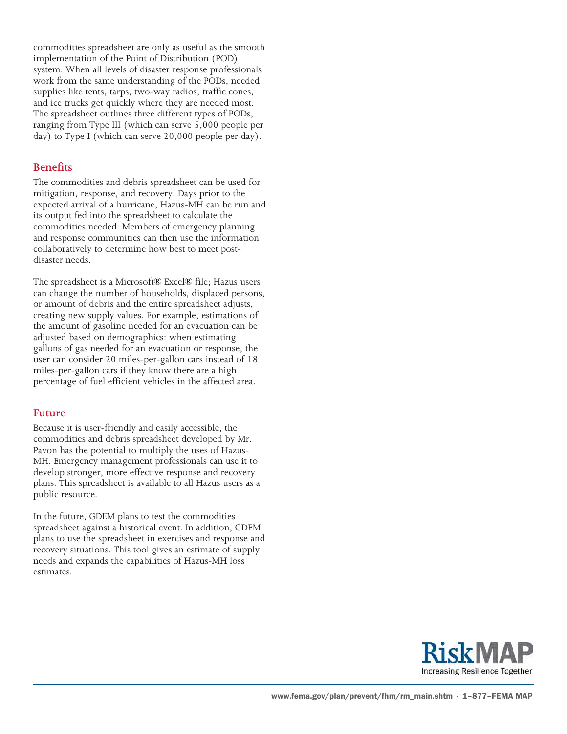commodities spreadsheet are only as useful as the smooth implementation of the Point of Distribution (POD) system. When all levels of disaster response professionals work from the same understanding of the PODs, needed supplies like tents, tarps, two-way radios, traffic cones, and ice trucks get quickly where they are needed most. The spreadsheet outlines three different types of PODs, ranging from Type III (which can serve 5,000 people per day) to Type I (which can serve 20,000 people per day).

## Benefits

The commodities and debris spreadsheet can be used for mitigation, response, and recovery. Days prior to the expected arrival of a hurricane, Hazus-MH can be run and its output fed into the spreadsheet to calculate the commodities needed. Members of emergency planning and response communities can then use the information collaboratively to determine how best to meet post-disaster needs.

The spreadsheet is a Microsoft® Excel® file; Hazus users can change the number of households, displaced persons, or amount of debris and the entire spreadsheet adjusts, creating new supply values. For example, estimations of the amount of gasoline needed for an evacuation can be adjusted based on demographics: when estimating gallons of gas needed for an evacuation or response, the user can consider 20 miles-per-gallon cars instead of 18 miles-per-gallon cars if they know there are a high percentage of fuel efficient vehicles in the affected area.

## Future

Because it is user-friendly and easily accessible, the commodities and debris spreadsheet developed by Mr. Pavon has the potential to multiply the uses of Hazus-MH. Emergency management professionals can use it to develop stronger, more effective response and recovery plans. This spreadsheet is available to all Hazus users as a public resource.

In the future, GDEM plans to test the commodities spreadsheet against a historical event. In addition, GDEM plans to use the spreadsheet in exercises and response and recovery situations. This tool gives an estimate of supply needs and expands the capabilities of Hazus-MH loss estimates.

RiskMAP
Increasing Resilience Together

www.fema.gov/plan/prevent/fhm/rm_main.shtm · 1–877–FEMA MAP